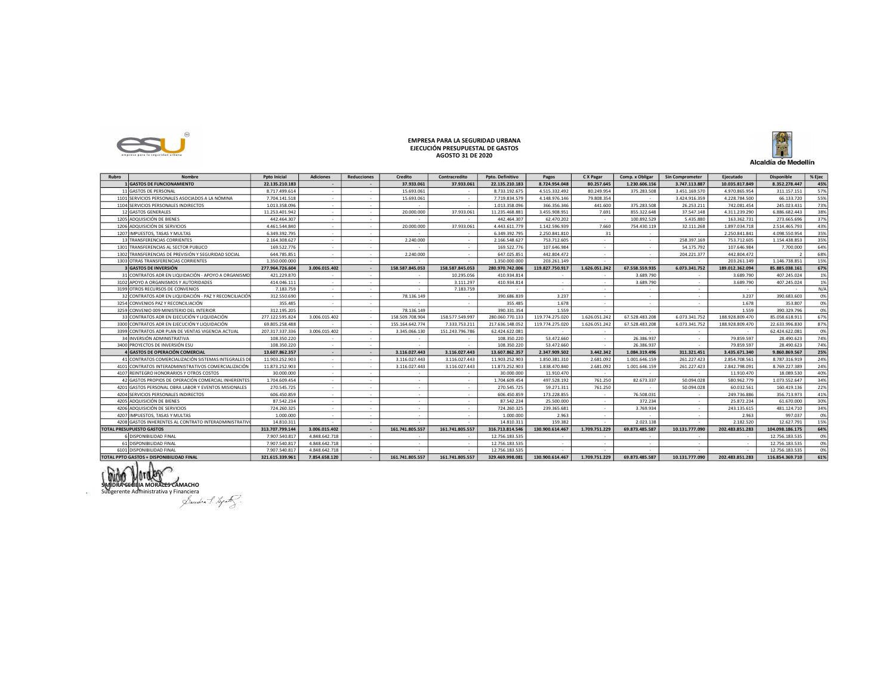# EMPRESA PARA LA SEGURIDAD URBANA
## EJECUCIÓN PRESUPUESTAL DE GASTOS
## AGOSTO 31 DE 2020

Alcaldía de Medellín

| Rubro | Nombre | Ppto Inicial | Adiciones | Reducciones | Credito | Contracredito | Ppto. Definitivo | Pagos | C X Pagar | Comp. x Obligar | Sin Comprometer | Ejecutado | Disponible | % Ejec |
|---|---|---|---|---|---|---|---|---|---|---|---|---|---|---|
| 1 | **GASTOS DE FUNCIONAMIENTO** | **22.135.210.183** | **-** | **-** | **37.933.061** | **37.933.061** | **22.135.210.183** | **8.724.954.048** | **80.257.645** | **1.230.606.156** | **3.747.113.887** | **10.035.817.849** | **8.352.278.447** | **45%** |
| 11 | GASTOS DE PERSONAL | 8.717.499.614 | - | - | 15.693.061 | - | 8.733.192.675 | 4.515.332.492 | 80.249.954 | 375.283.508 | 3.451.169.570 | 4.970.865.954 | 311.157.151 | 57% |
| 1101 | SERVICIOS PERSONALES ASOCIADOS A LA NÓMINA | 7.704.141.518 | - | - | 15.693.061 | - | 7.719.834.579 | 4.148.976.146 | 79.808.354 | - | 3.424.916.359 | 4.228.784.500 | 66.133.720 | 55% |
| 1104 | SERVICIOS PERSONALES INDIRECTOS | 1.013.358.096 | - | - | - | - | 1.013.358.096 | 366.356.346 | 441.600 | 375.283.508 | 26.253.211 | 742.081.454 | 245.023.431 | 73% |
| 12 | GASTOS GENERALES | 11.253.401.942 | - | - | 20.000.000 | 37.933.061 | 11.235.468.881 | 3.455.908.951 | 7.691 | 855.322.648 | 37.547.148 | 4.311.239.290 | 6.886.682.443 | 38% |
| 1205 | ADQUISICIÓN DE BIENES | 442.464.307 | - | - | - | - | 442.464.307 | 62.470.202 | - | 100.892.529 | 5.435.880 | 163.362.731 | 273.665.696 | 37% |
| 1206 | ADQUISICIÓN DE SERVICIOS | 4.461.544.840 | - | - | 20.000.000 | 37.933.061 | 4.443.611.779 | 1.142.596.939 | 7.660 | 754.430.119 | 32.111.268 | 1.897.034.718 | 2.514.465.793 | 43% |
| 1207 | IMPUESTOS, TASAS Y MULTAS | 6.349.392.795 | - | - | - | - | 6.349.392.795 | 2.250.841.810 | 31 | - | - | 2.250.841.841 | 4.098.550.954 | 35% |
| 13 | TRANSFERENCIAS CORRIENTES | 2.164.308.627 | - | - | 2.240.000 | - | 2.166.548.627 | 753.712.605 | - | - | 258.397.169 | 753.712.605 | 1.154.438.853 | 35% |
| 1301 | TRANSFERENCIAS AL SECTOR PUBLICO | 169.522.776 | - | - | - | - | 169.522.776 | 107.646.984 | - | - | 54.175.792 | 107.646.984 | 7.700.000 | 64% |
| 1302 | TRANSFERENCIAS DE PREVISIÓN Y SEGURIDAD SOCIAL | 644.785.851 | - | - | 2.240.000 | - | 647.025.851 | 442.804.472 | - | - | 204.221.377 | 442.804.472 | 2 | 68% |
| 1303 | OTRAS TRANSFERENCIAS CORRIENTES | 1.350.000.000 | - | - | - | - | 1.350.000.000 | 203.261.149 | - | - | - | 203.261.149 | 1.146.738.851 | 15% |
| 3 | **GASTOS DE INVERSIÓN** | **277.964.726.604** | **3.006.015.402** | **-** | **158.587.845.053** | **158.587.845.053** | **280.970.742.006** | **119.827.750.917** | **1.626.051.242** | **67.558.559.935** | **6.073.341.752** | **189.012.362.094** | **85.885.038.161** | **67%** |
| 31 | CONTRATOS ADR EN LIQUIDACIÓN - APOYO A ORGANISMO | 421.229.870 | - | - | - | 10.295.056 | 410.934.814 | - | - | 3.689.790 | - | 3.689.790 | 407.245.024 | 1% |
| 3102 | APOYO A ORGANISMOS Y AUTORIDADES | 414.046.111 | - | - | - | 3.111.297 | 410.934.814 | - | - | 3.689.790 | - | 3.689.790 | 407.245.024 | 1% |
| 3199 | OTROS RECURSOS DE CONVENIOS | 7.183.759 | - | - | - | 7.183.759 | - | - | - | - | - | - | - | N/A |
| 32 | CONTRATOS ADR EN LIQUIDACIÓN - PAZ Y RECONCILIACIÓN | 312.550.690 | - | - | 78.136.149 | - | 390.686.839 | 3.237 | - | - | - | 3.237 | 390.683.603 | 0% |
| 3254 | CONVENIOS PAZ Y RECONCILIACIÓN | 355.485 | - | - | - | - | 355.485 | 1.678 | - | - | - | 1.678 | 353.807 | 0% |
| 3259 | CONVENIO 009 MINISTERIO DEL INTERIOR | 312.195.205 | - | - | 78.136.149 | - | 390.331.354 | 1.559 | - | - | - | 1.559 | 390.329.796 | 0% |
| 33 | CONTRATOS ADR EN EJECUCIÓN Y LIQUIDACIÓN | 277.122.595.824 | 3.006.015.402 | - | 158.509.708.904 | 158.577.549.997 | 280.060.770.133 | 119.774.275.020 | 1.626.051.242 | 67.528.483.208 | 6.073.341.752 | 188.928.809.470 | 85.058.618.911 | 67% |
| 3300 | CONTRATOS ADR EN EJECUCIÓN Y LIQUIDACIÓN | 69.805.258.488 | - | - | 155.164.642.774 | 7.333.753.211 | 217.636.148.052 | 119.774.275.020 | 1.626.051.242 | 67.528.483.208 | 6.073.341.752 | 188.928.809.470 | 22.633.996.830 | 87% |
| 3399 | CONTRATOS ADR PLAN DE VENTAS VIGENCIA ACTUAL | 207.317.337.336 | 3.006.015.402 | - | 3.345.066.130 | 151.243.796.786 | 62.424.622.081 | - | - | - | - | - | 62.424.622.081 | 0% |
| 34 | INVERSIÓN ADMINISTRATIVA | 108.350.220 | - | - | - | - | 108.350.220 | 53.472.660 | - | 26.386.937 | - | 79.859.597 | 28.490.623 | 74% |
| 3400 | PROYECTOS DE INVERSIÓN ESU | 108.350.220 | - | - | - | - | 108.350.220 | 53.472.660 | - | 26.386.937 | - | 79.859.597 | 28.490.623 | 74% |
| 4 | **GASTOS DE OPERACIÓN COMERCIAL** | **13.607.862.357** | **-** | **-** | **3.116.027.443** | **3.116.027.443** | **13.607.862.357** | **2.347.909.502** | **3.442.342** | **1.084.319.496** | **311.321.451** | **3.435.671.340** | **9.860.869.567** | **25%** |
| 41 | CONTRATOS COMERCIALIZACIÓN SISTEMAS INTEGRALES DE | 11.903.252.903 | - | - | 3.116.027.443 | 3.116.027.443 | 11.903.252.903 | 1.850.381.310 | 2.681.092 | 1.001.646.159 | 261.227.423 | 2.854.708.561 | 8.787.316.919 | 24% |
| 4101 | CONTRATOS INTERADMINISTRATIVOS COMERCIALIZACIÓN | 11.873.252.903 | - | - | 3.116.027.443 | 3.116.027.443 | 11.873.252.903 | 1.838.470.840 | 2.681.092 | 1.001.646.159 | 261.227.423 | 2.842.798.091 | 8.769.227.389 | 24% |
| 4107 | REINTEGRO HONORARIOS Y OTROS COSTOS | 30.000.000 | - | - | - | - | 30.000.000 | 11.910.470 | - | - | - | 11.910.470 | 18.089.530 | 40% |
| 42 | GASTOS PROPIOS DE OPERACIÓN COMERCIAL INHERENTES | 1.704.609.454 | - | - | - | - | 1.704.609.454 | 497.528.192 | 761.250 | 82.673.337 | 50.094.028 | 580.962.779 | 1.073.552.647 | 34% |
| 4201 | GASTOS PERSONAL OBRA LABOR Y EVENTOS MISIONALES | 270.545.725 | - | - | - | - | 270.545.725 | 59.271.311 | 761.250 | - | 50.094.028 | 60.032.561 | 160.419.136 | 22% |
| 4204 | SERVICIOS PERSONALES INDIRECTOS | 606.450.859 | - | - | - | - | 606.450.859 | 173.228.855 | - | 76.508.031 | - | 249.736.886 | 356.713.973 | 41% |
| 4205 | ADQUISICIÓN DE BIENES | 87.542.234 | - | - | - | - | 87.542.234 | 25.500.000 | - | 372.234 | - | 25.872.234 | 61.670.000 | 30% |
| 4206 | ADQUISICIÓN DE SERVICIOS | 724.260.325 | - | - | - | - | 724.260.325 | 239.365.681 | - | 3.769.934 | - | 243.135.615 | 481.124.710 | 34% |
| 4207 | IMPUESTOS, TASAS Y MULTAS | 1.000.000 | - | - | - | - | 1.000.000 | 2.963 | - | - | - | 2.963 | 997.037 | 0% |
| 4208 | GASTOS INHERENTES AL CONTRATO INTERADMINISTRATIVO | 14.810.311 | - | - | - | - | 14.810.311 | 159.382 | - | 2.023.138 | - | 2.182.520 | 12.627.791 | 15% |
| **TOTAL PRESUPUESTO GASTOS** | | **313.707.799.144** | **3.006.015.402** | **-** | **161.741.805.557** | **161.741.805.557** | **316.713.814.546** | **130.900.614.467** | **1.709.751.229** | **69.873.485.587** | **10.131.777.090** | **202.483.851.283** | **104.098.186.175** | **64%** |
| 6 | DISPONIBILIDAD FINAL | 7.907.540.817 | 4.848.642.718 | - | - | - | 12.756.183.535 | - | - | - | - | - | 12.756.183.535 | 0% |
| 61 | DISPONIBILIDAD FINAL | 7.907.540.817 | 4.848.642.718 | - | - | - | 12.756.183.535 | - | - | - | - | - | 12.756.183.535 | 0% |
| 6101 | DISPONIBILIDAD FINAL | 7.907.540.817 | 4.848.642.718 | - | - | - | 12.756.183.535 | - | - | - | - | - | 12.756.183.535 | 0% |
| **TOTAL PPTO GASTOS + DISPONIBILIDAD FINAL** | | **321.615.339.961** | **7.854.658.120** | **-** | **161.741.805.557** | **161.741.805.557** | **329.469.998.081** | **130.900.614.467** | **1.709.751.229** | **69.873.485.587** | **10.131.777.090** | **202.483.851.283** | **116.854.369.710** | **61%** |

**SANDRA CECILIA MORALES CAMACHO**
Subgerente Administrativa y Financiera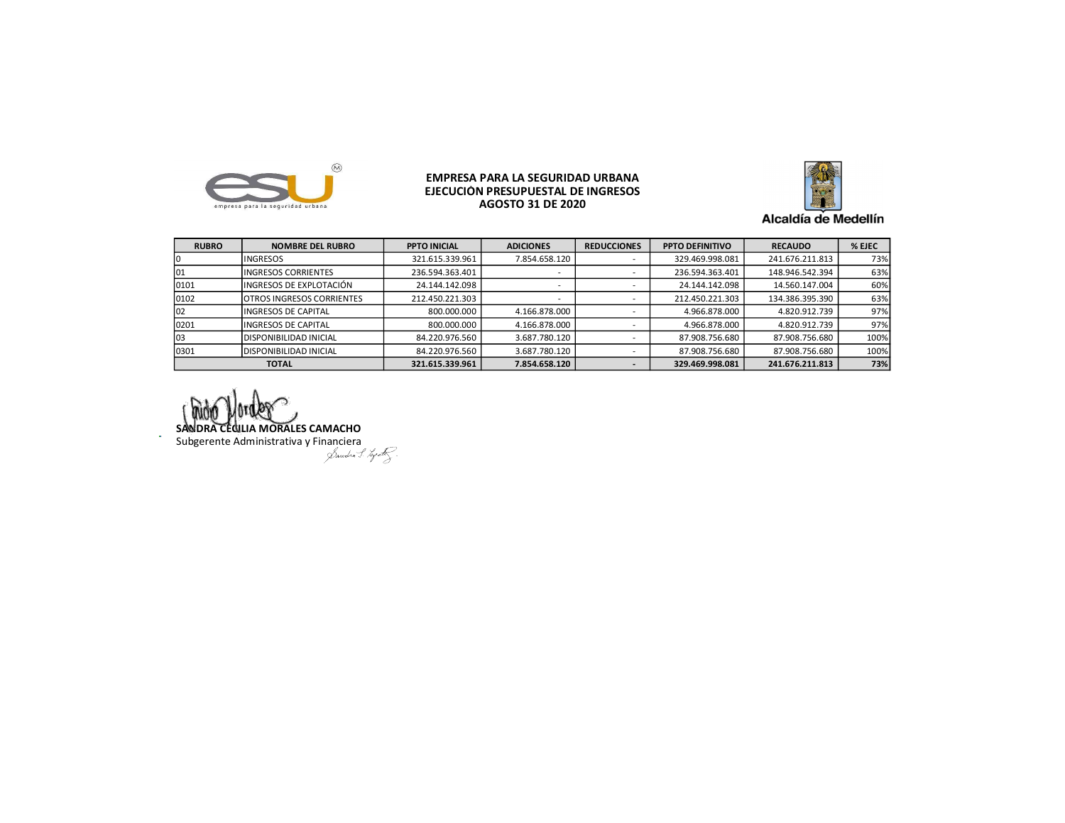**EMPRESA PARA LA SEGURIDAD URBANA**
**EJECUCIÓN PRESUPUESTAL DE INGRESOS**
**AGOSTO 31 DE 2020**

Alcaldía de Medellín

| RUBRO | NOMBRE DEL RUBRO | PPTO INICIAL | ADICIONES | REDUCCIONES | PPTO DEFINITIVO | RECAUDO | % EJEC |
|---|---|---|---|---|---|---|---|
| 0 | INGRESOS | 321.615.339.961 | 7.854.658.120 | - | 329.469.998.081 | 241.676.211.813 | 73% |
| 01 | INGRESOS CORRIENTES | 236.594.363.401 | - | - | 236.594.363.401 | 148.946.542.394 | 63% |
| 0101 | INGRESOS DE EXPLOTACIÓN | 24.144.142.098 | - | - | 24.144.142.098 | 14.560.147.004 | 60% |
| 0102 | OTROS INGRESOS CORRIENTES | 212.450.221.303 | - | - | 212.450.221.303 | 134.386.395.390 | 63% |
| 02 | INGRESOS DE CAPITAL | 800.000.000 | 4.166.878.000 | - | 4.966.878.000 | 4.820.912.739 | 97% |
| 0201 | INGRESOS DE CAPITAL | 800.000.000 | 4.166.878.000 | - | 4.966.878.000 | 4.820.912.739 | 97% |
| 03 | DISPONIBILIDAD INICIAL | 84.220.976.560 | 3.687.780.120 | - | 87.908.756.680 | 87.908.756.680 | 100% |
| 0301 | DISPONIBILIDAD INICIAL | 84.220.976.560 | 3.687.780.120 | - | 87.908.756.680 | 87.908.756.680 | 100% |
| **TOTAL** | | **321.615.339.961** | **7.854.658.120** | **-** | **329.469.998.081** | **241.676.211.813** | **73%** |

**SANDRA CECILIA MORALES CAMACHO**
Subgerente Administrativa y Financiera